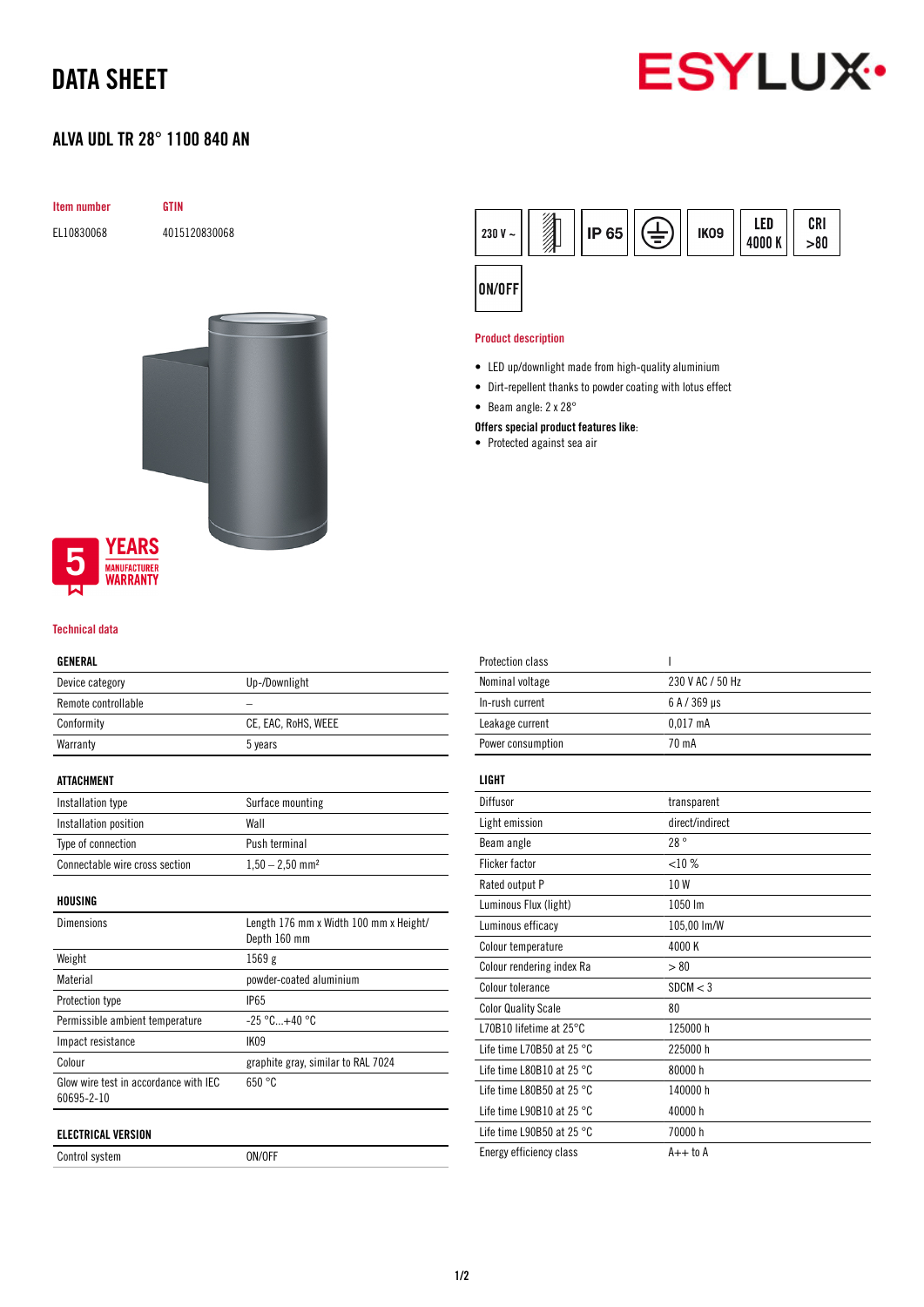# DATA SHEET

## ALVA UDL TR 28° 1100 840 AN

| Item number | GTIN |
| --- | --- |
| EL10830068 | 4015120830068 |

230 V ~ | IP 65 | IK09 | LED 4000 K | CRI >80 | ON/OFF

5 YEARS MANUFACTURER WARRANTY

### Product description

- LED up/downlight made from high-quality aluminium
- Dirt-repellent thanks to powder coating with lotus effect
- Beam angle: 2 x 28°

**Offers special product features like:**

- Protected against sea air

### Technical data

| GENERAL | |
| --- | --- |
| Device category | Up-/Downlight |
| Remote controllable | – |
| Conformity | CE, EAC, RoHS, WEEE |
| Warranty | 5 years |

| ATTACHMENT | |
| --- | --- |
| Installation type | Surface mounting |
| Installation position | Wall |
| Type of connection | Push terminal |
| Connectable wire cross section | 1,50 – 2,50 mm² |

| HOUSING | |
| --- | --- |
| Dimensions | Length 176 mm x Width 100 mm x Height/ Depth 160 mm |
| Weight | 1569 g |
| Material | powder-coated aluminium |
| Protection type | IP65 |
| Permissible ambient temperature | -25 °C...+40 °C |
| Impact resistance | IK09 |
| Colour | graphite gray, similar to RAL 7024 |
| Glow wire test in accordance with IEC 60695-2-10 | 650 °C |

| ELECTRICAL VERSION | |
| --- | --- |
| Control system | ON/OFF |
| Protection class | I |
| Nominal voltage | 230 V AC / 50 Hz |
| In-rush current | 6 A / 369 µs |
| Leakage current | 0,017 mA |
| Power consumption | 70 mA |

| LIGHT | |
| --- | --- |
| Diffusor | transparent |
| Light emission | direct/indirect |
| Beam angle | 28 ° |
| Flicker factor | <10 % |
| Rated output P | 10 W |
| Luminous Flux (light) | 1050 lm |
| Luminous efficacy | 105,00 lm/W |
| Colour temperature | 4000 K |
| Colour rendering index Ra | > 80 |
| Colour tolerance | SDCM < 3 |
| Color Quality Scale | 80 |
| L70B10 lifetime at 25°C | 125000 h |
| Life time L70B50 at 25 °C | 225000 h |
| Life time L80B10 at 25 °C | 80000 h |
| Life time L80B50 at 25 °C | 140000 h |
| Life time L90B10 at 25 °C | 40000 h |
| Life time L90B50 at 25 °C | 70000 h |
| Energy efficiency class | A++ to A |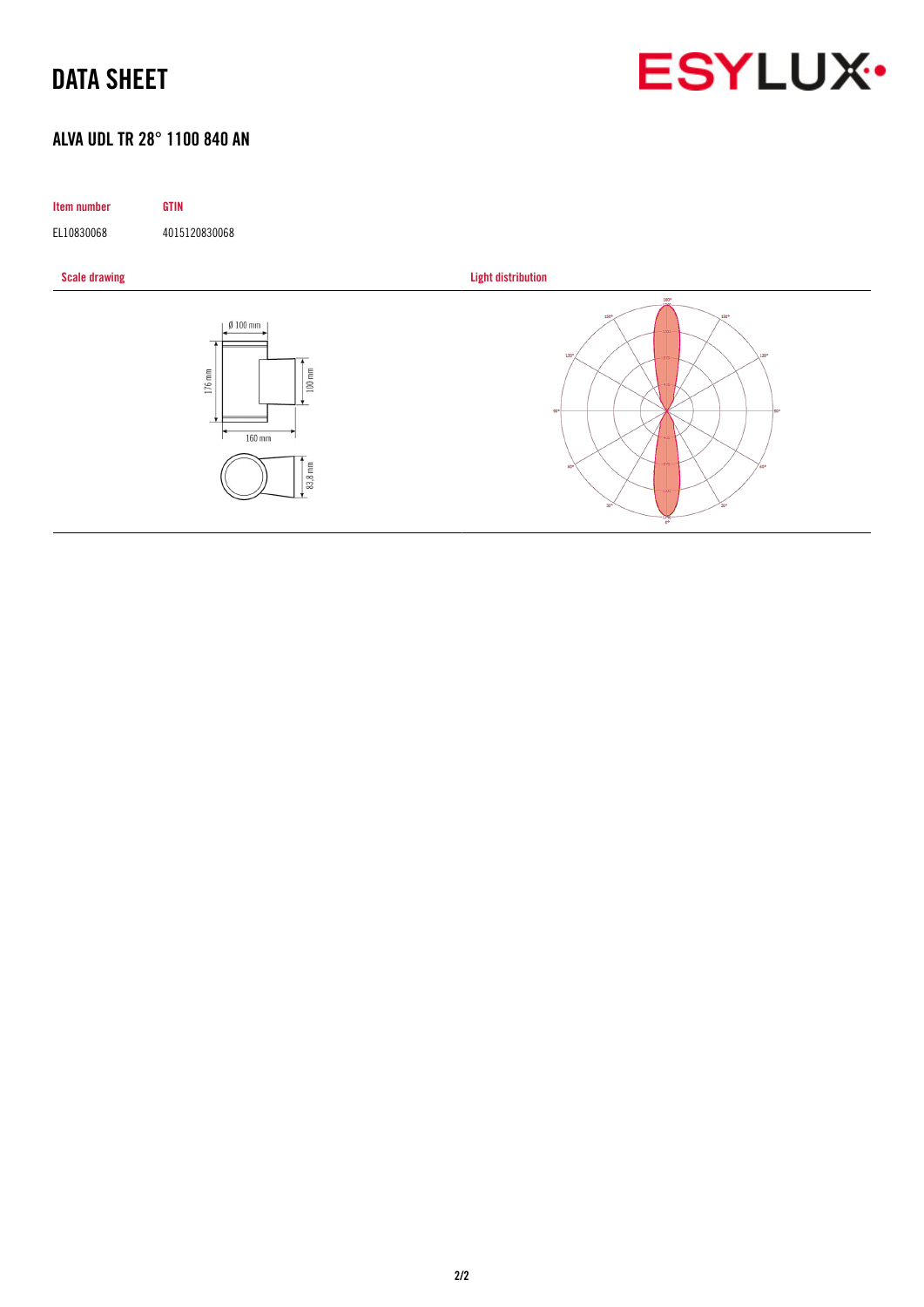# DATA SHEET

ESYLUX

## ALVA UDL TR 28° 1100 840 AN

| Item number | GTIN |
| --- | --- |
| EL10830068 | 4015120830068 |

**Scale drawing**

Ø 100 mm
176 mm
100 mm
160 mm
83,8 mm

**Light distribution**

180°
150°
150°
120°
120°
90°
90°
60°
60°
30°
30°
0°